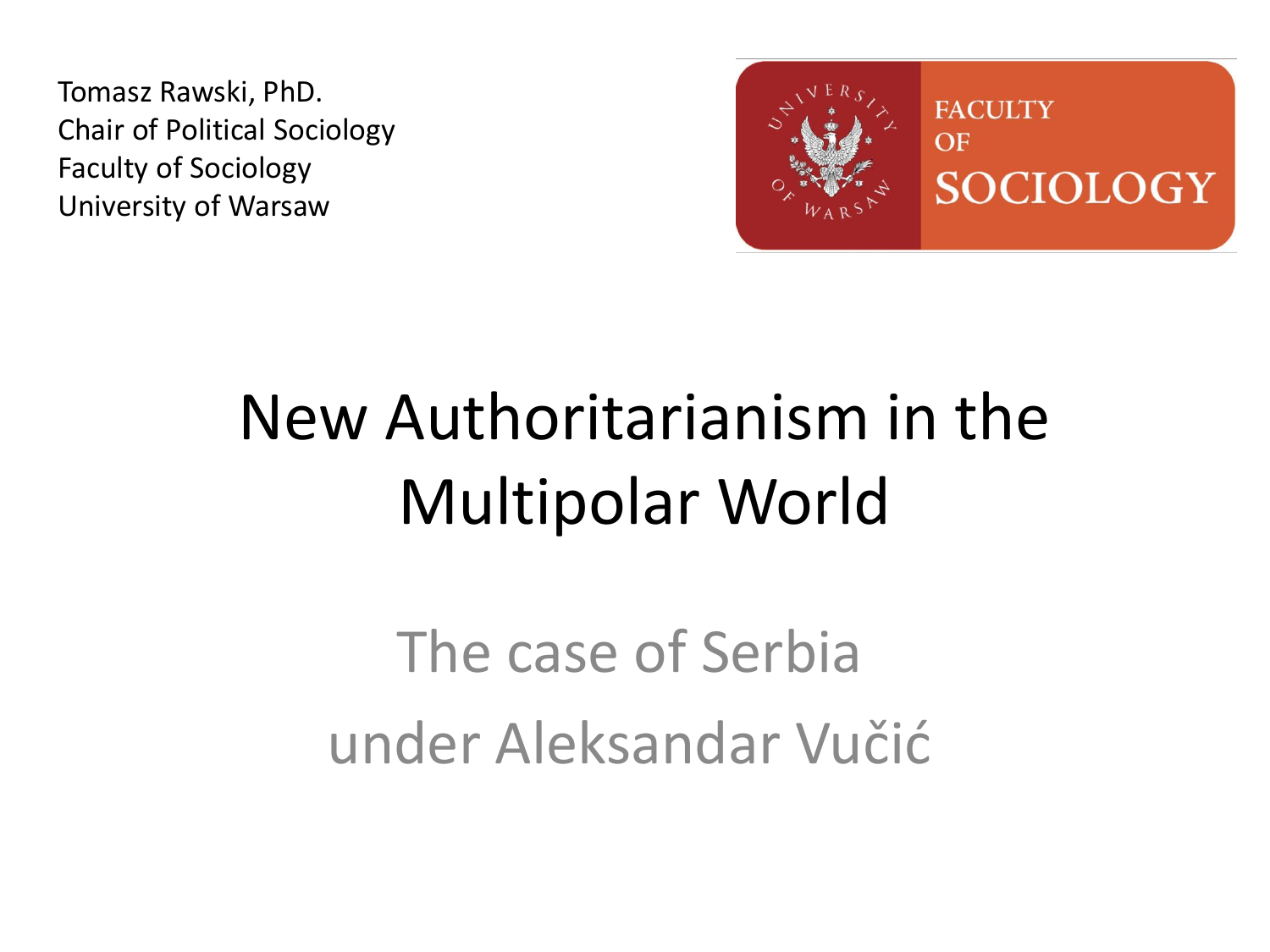Tomasz Rawski, PhD.
Chair of Political Sociology
Faculty of Sociology
University of Warsaw

UNIVERSITY OF WARSAW

FACULTY OF SOCIOLOGY

# New Authoritarianism in the Multipolar World

## The case of Serbia under Aleksandar Vučić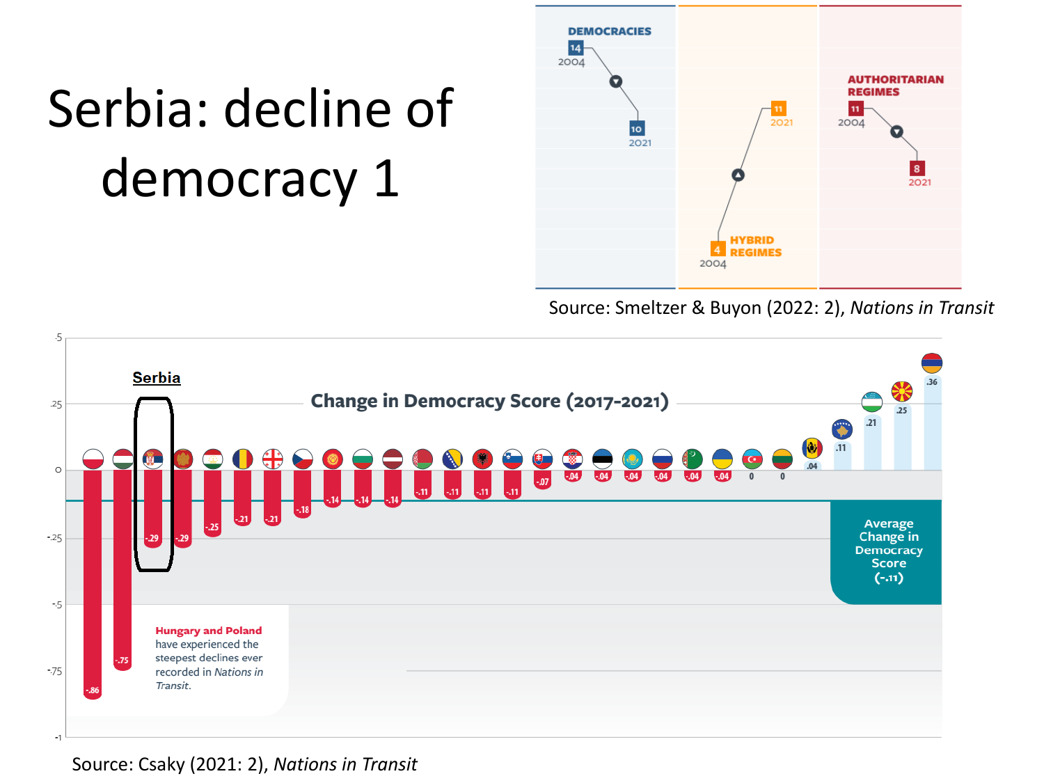# Serbia: decline of democracy 1

DEMOCRACIES
14
2004
10
2021

HYBRID REGIMES
4
2004
11
2021

AUTHORITARIAN REGIMES
11
2004
8
2021

Source: Smeltzer & Buyon (2022: 2), *Nations in Transit*

Change in Democracy Score (2017-2021)

Serbia

.5
.25
0
-.25
-.5
-.75
-1

-.86 -.75 -.29 -.29 -.25 -.21 -.21 -.18 -.14 -.14 -.14 -.11 -.11 -.11 -.11 -.07 -.04 -.04 -.04 -.04 -.04 -.04 0 0 .04 .11 .21 .25 .36

**Hungary and Poland** have experienced the steepest declines ever recorded in *Nations in Transit*.

Average Change in Democracy Score (-.11)

Source: Csaky (2021: 2), *Nations in Transit*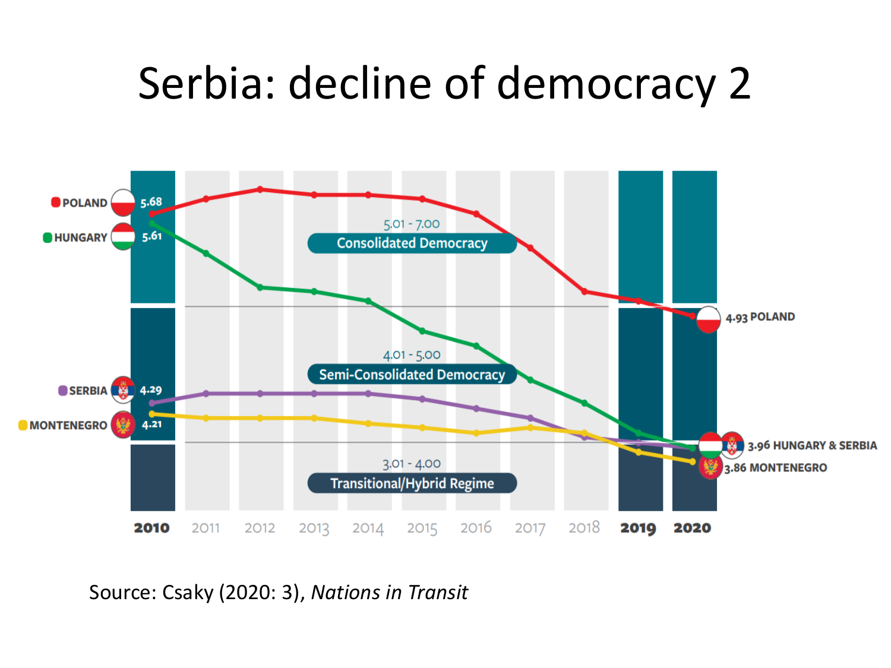# Serbia: decline of democracy 2

POLAND 5.68

HUNGARY 5.61

SERBIA 4.29

MONTENEGRO 4.21

5.01 - 7.00

Consolidated Democracy

4.01 - 5.00

Semi-Consolidated Democracy

3.01 - 4.00

Transitional/Hybrid Regime

4.93 POLAND

3.96 HUNGARY & SERBIA

3.86 MONTENEGRO

2010 2011 2012 2013 2014 2015 2016 2017 2018 2019 2020

Source: Csaky (2020: 3), *Nations in Transit*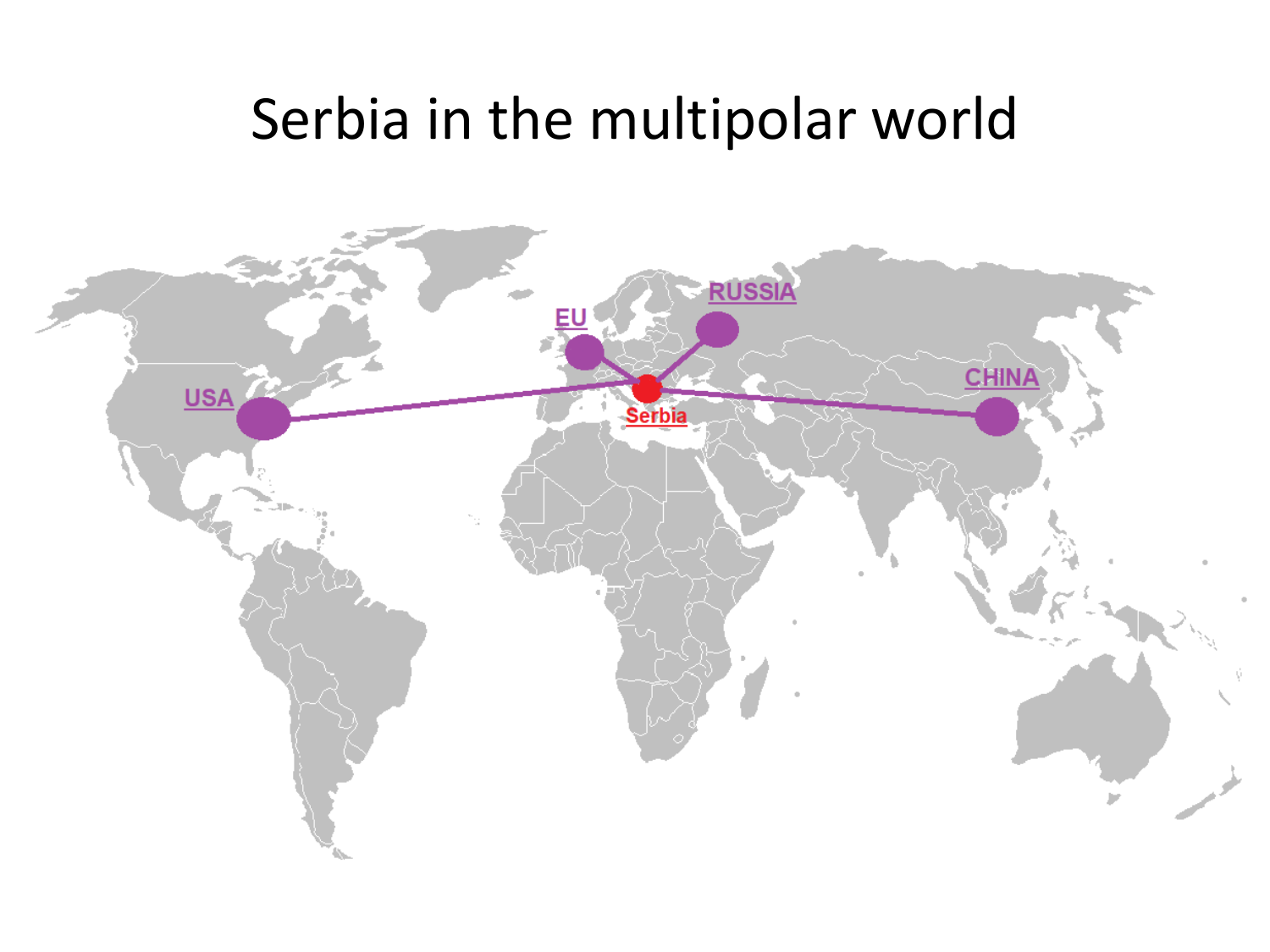# Serbia in the multipolar world

USA

EU

RUSSIA

CHINA

Serbia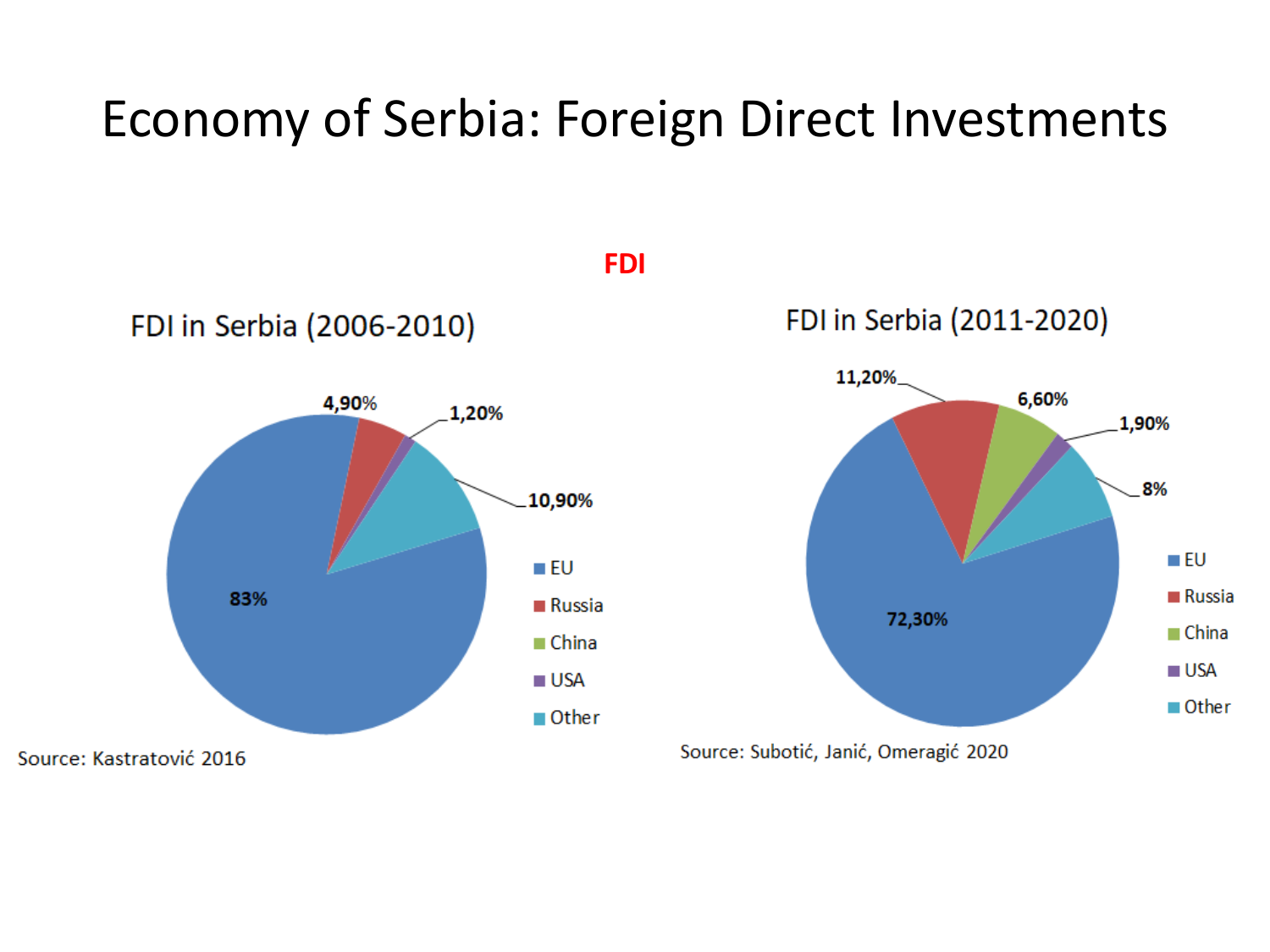# Economy of Serbia: Foreign Direct Investments

**FDI**

FDI in Serbia (2006-2010)

83%

4,90%

1,20%

10,90%

EU

Russia

China

USA

Other

Source: Kastratović 2016

FDI in Serbia (2011-2020)

72,30%

11,20%

6,60%

1,90%

8%

EU

Russia

China

USA

Other

Source: Subotić, Janić, Omeragić 2020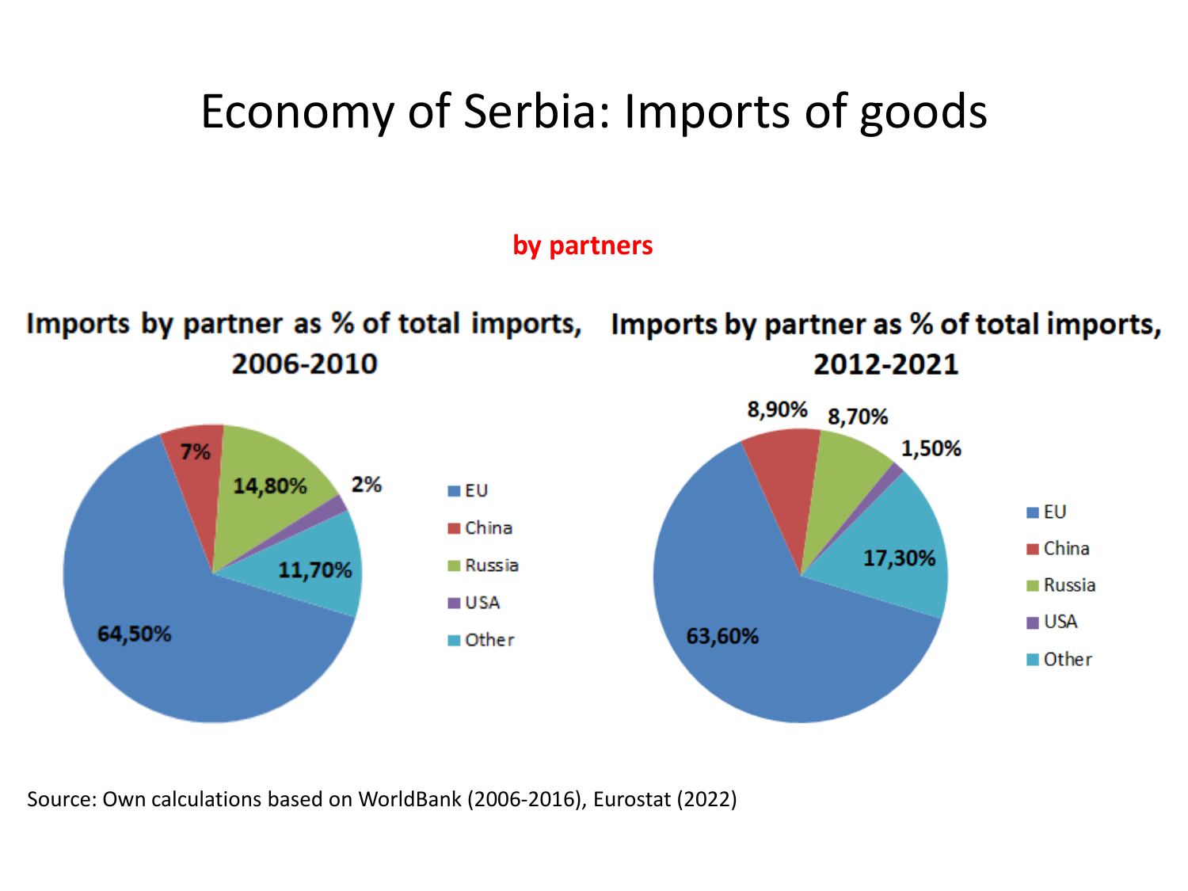# Economy of Serbia: Imports of goods

**by partners**

**Imports by partner as % of total imports, 2006-2010**

7%
14,80%
2%
11,70%
64,50%

EU
China
Russia
USA
Other

**Imports by partner as % of total imports, 2012-2021**

8,90%
8,70%
1,50%
17,30%
63,60%

EU
China
Russia
USA
Other

Source: Own calculations based on WorldBank (2006-2016), Eurostat (2022)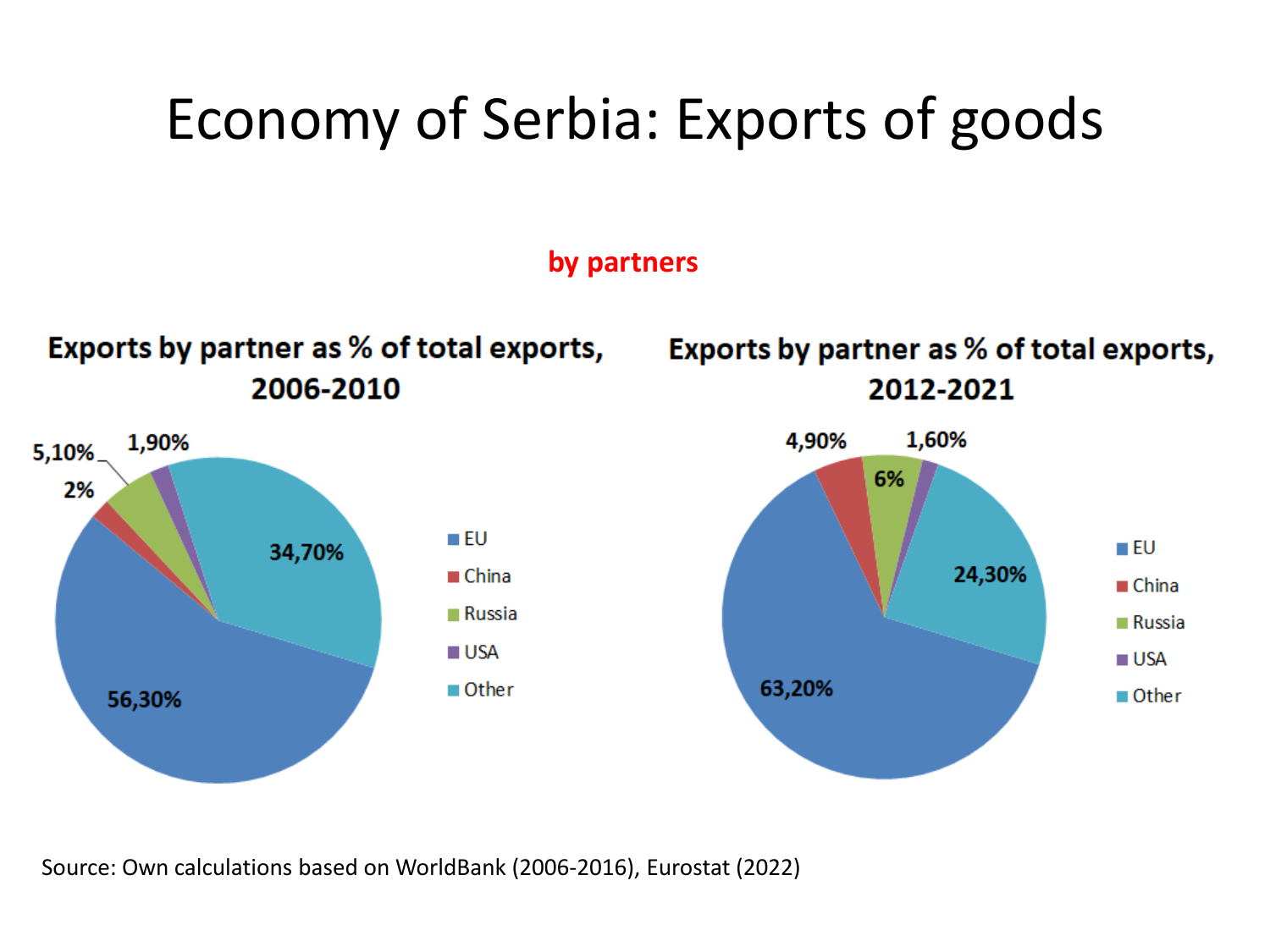# Economy of Serbia: Exports of goods

**by partners**

**Exports by partner as % of total exports, 2006-2010**

5,10%
1,90%
2%
34,70%
56,30%

EU
China
Russia
USA
Other

**Exports by partner as % of total exports, 2012-2021**

4,90%
1,60%
6%
24,30%
63,20%

EU
China
Russia
USA
Other

Source: Own calculations based on WorldBank (2006-2016), Eurostat (2022)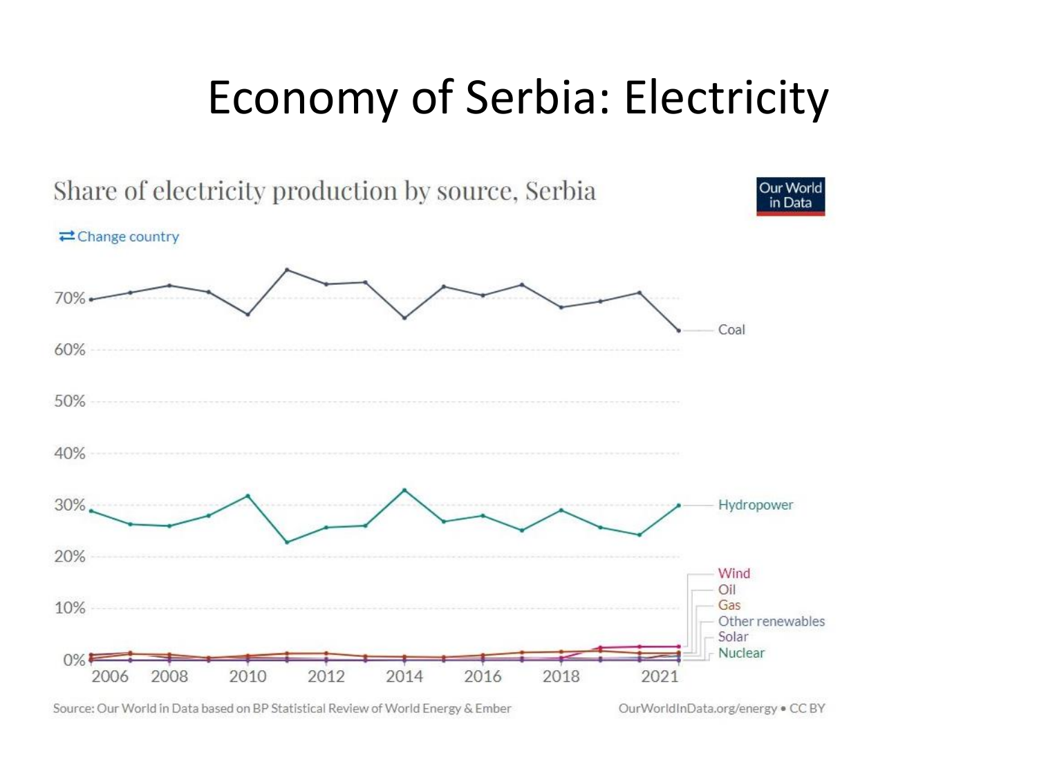# Economy of Serbia: Electricity

Share of electricity production by source, Serbia

Our World in Data

Change country

70%
60%
50%
40%
30%
20%
10%
0%

2006
2008
2010
2012
2014
2016
2018
2021

Coal
Hydropower
Wind
Oil
Gas
Other renewables
Solar
Nuclear

Source: Our World in Data based on BP Statistical Review of World Energy & Ember

OurWorldInData.org/energy • CC BY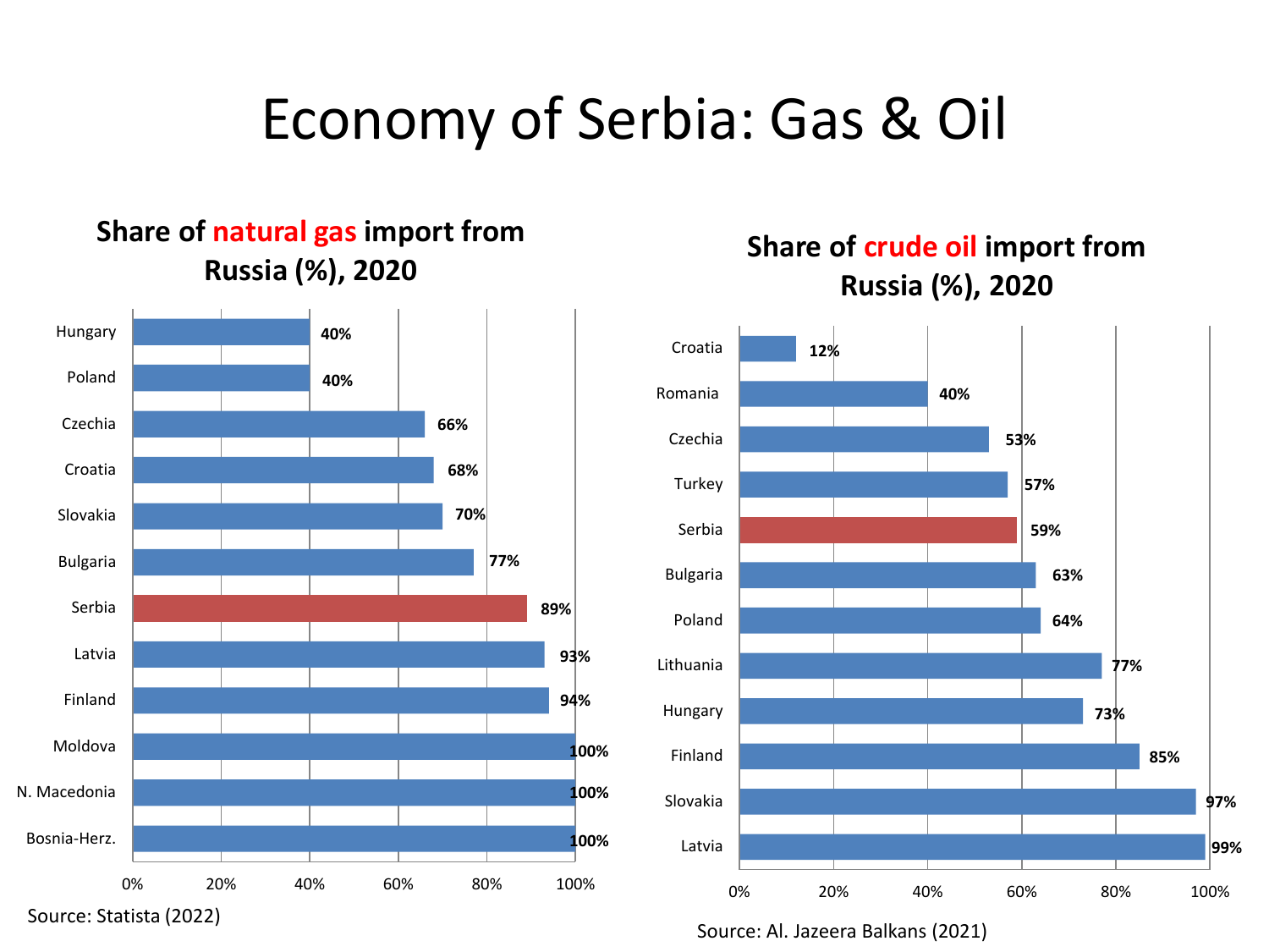# Economy of Serbia: Gas & Oil

### Share of natural gas import from Russia (%), 2020

| Country | Share |
| --- | --- |
| Hungary | 40% |
| Poland | 40% |
| Czechia | 66% |
| Croatia | 68% |
| Slovakia | 70% |
| Bulgaria | 77% |
| Serbia | 89% |
| Latvia | 93% |
| Finland | 94% |
| Moldova | 100% |
| N. Macedonia | 100% |
| Bosnia-Herz. | 100% |

Source: Statista (2022)

### Share of crude oil import from Russia (%), 2020

| Country | Share |
| --- | --- |
| Croatia | 12% |
| Romania | 40% |
| Czechia | 53% |
| Turkey | 57% |
| Serbia | 59% |
| Bulgaria | 63% |
| Poland | 64% |
| Lithuania | 77% |
| Hungary | 73% |
| Finland | 85% |
| Slovakia | 97% |
| Latvia | 99% |

Source: Al. Jazeera Balkans (2021)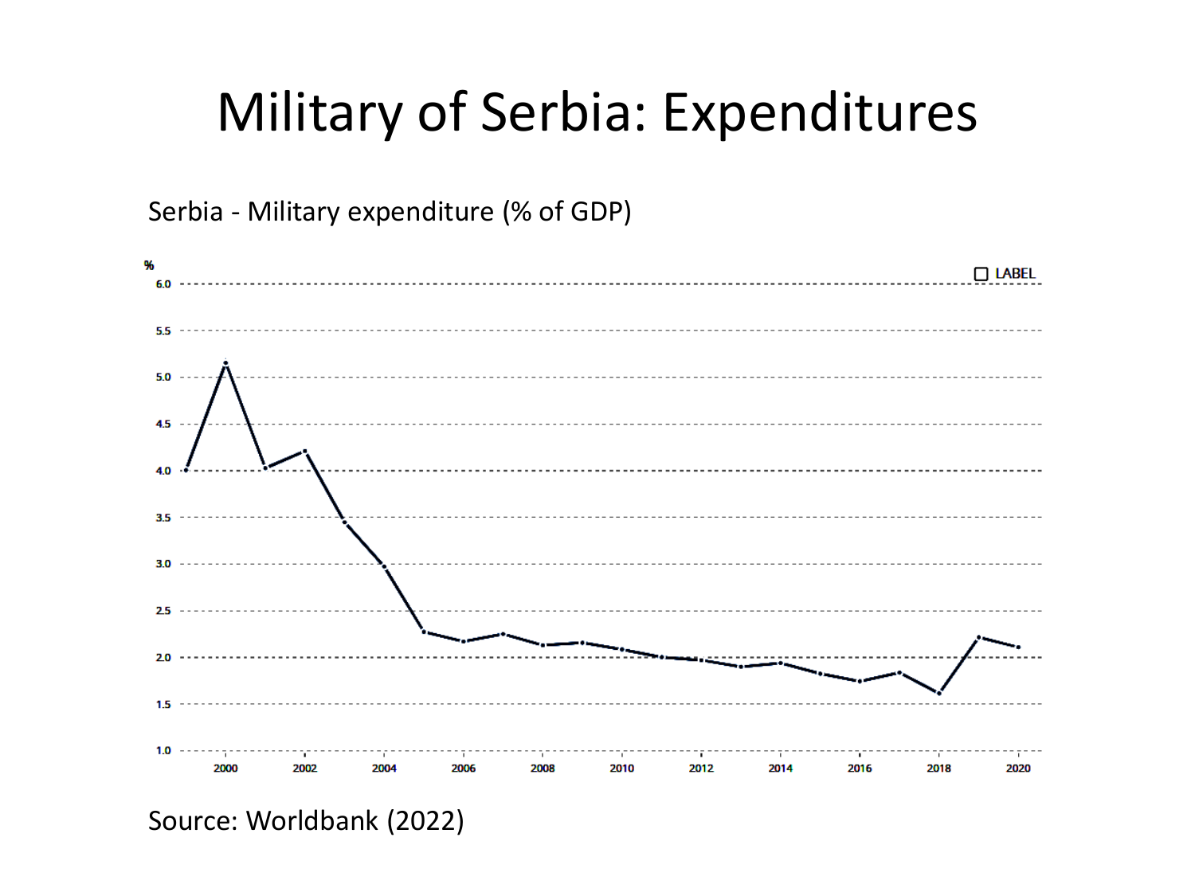# Military of Serbia: Expenditures

Serbia - Military expenditure (% of GDP)

%

LABEL

6.0
5.5
5.0
4.5
4.0
3.5
3.0
2.5
2.0
1.5
1.0

2000
2002
2004
2006
2008
2010
2012
2014
2016
2018
2020

Source: Worldbank (2022)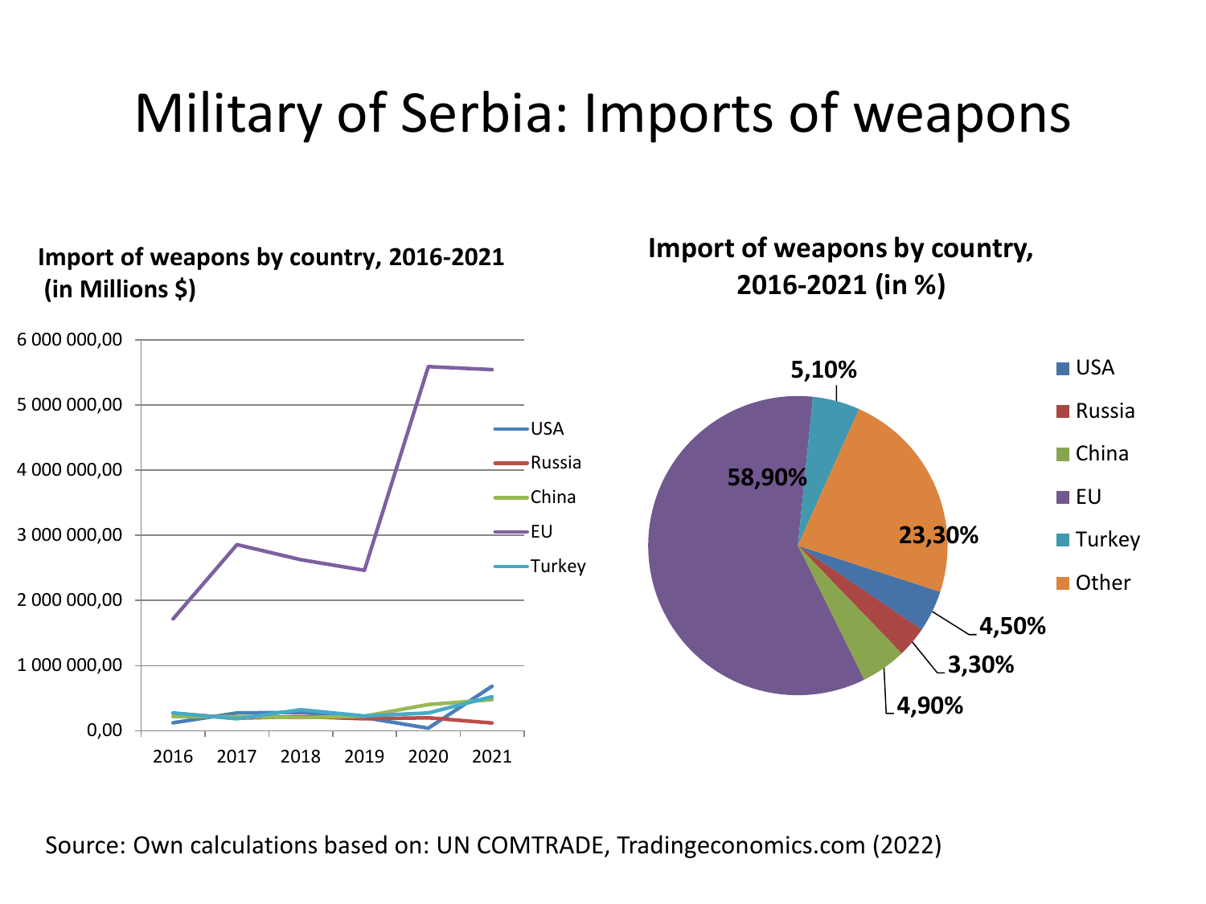# Military of Serbia: Imports of weapons

**Import of weapons by country, 2016-2021 (in Millions $)**

6 000 000,00
5 000 000,00
4 000 000,00
3 000 000,00
2 000 000,00
1 000 000,00
0,00

2016 2017 2018 2019 2020 2021

USA
Russia
China
EU
Turkey

**Import of weapons by country, 2016-2021 (in %)**

5,10%
58,90%
23,30%
4,50%
3,30%
4,90%

USA
Russia
China
EU
Turkey
Other

Source: Own calculations based on: UN COMTRADE, Tradingeconomics.com (2022)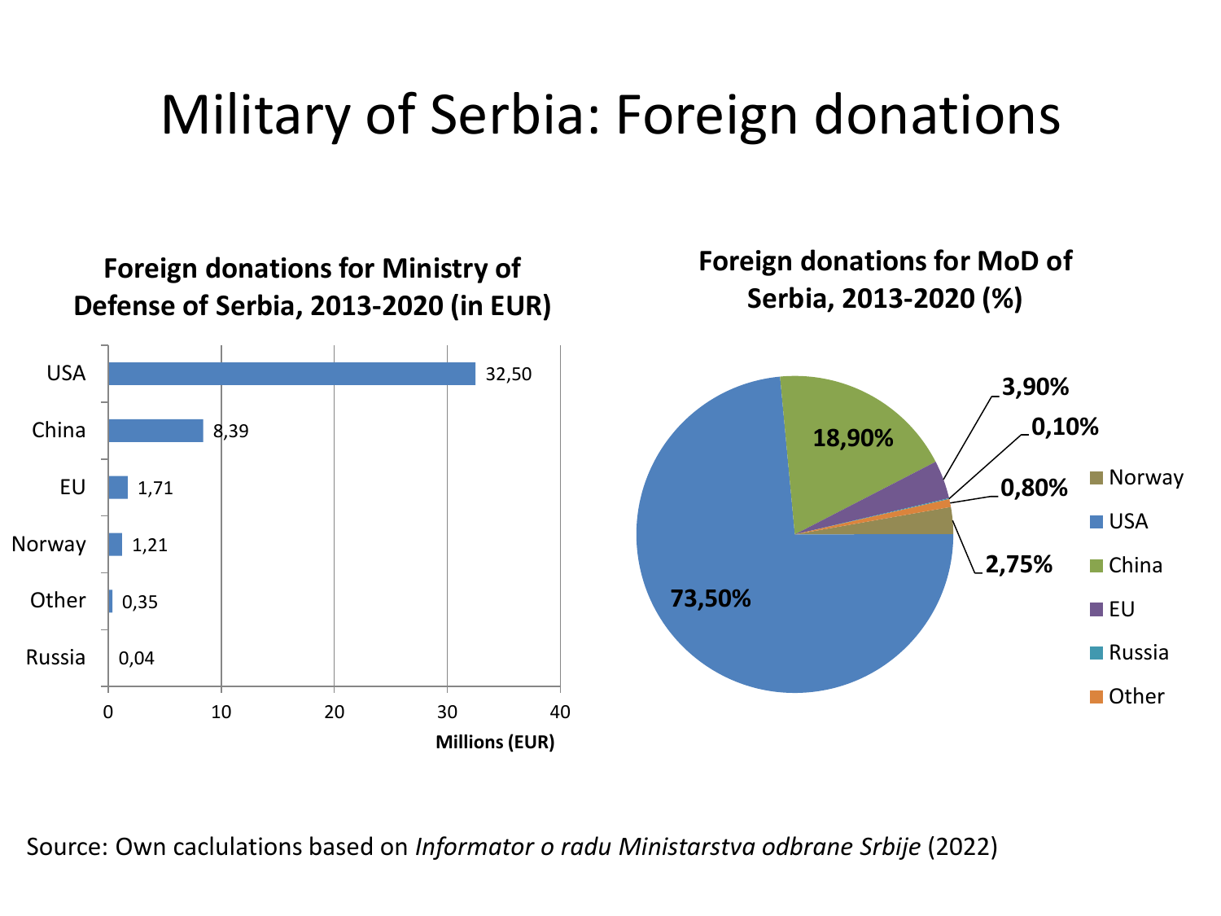# Military of Serbia: Foreign donations

**Foreign donations for Ministry of Defense of Serbia, 2013-2020 (in EUR)**

USA 32,50

China 8,39

EU 1,71

Norway 1,21

Other 0,35

Russia 0,04

0 10 20 30 40

**Millions (EUR)**

**Foreign donations for MoD of Serbia, 2013-2020 (%)**

**73,50%**

**18,90%**

**3,90%**

**0,10%**

**0,80%**

**2,75%**

Norway

USA

China

EU

Russia

Other

Source: Own caclulations based on *Informator o radu Ministarstva odbrane Srbije* (2022)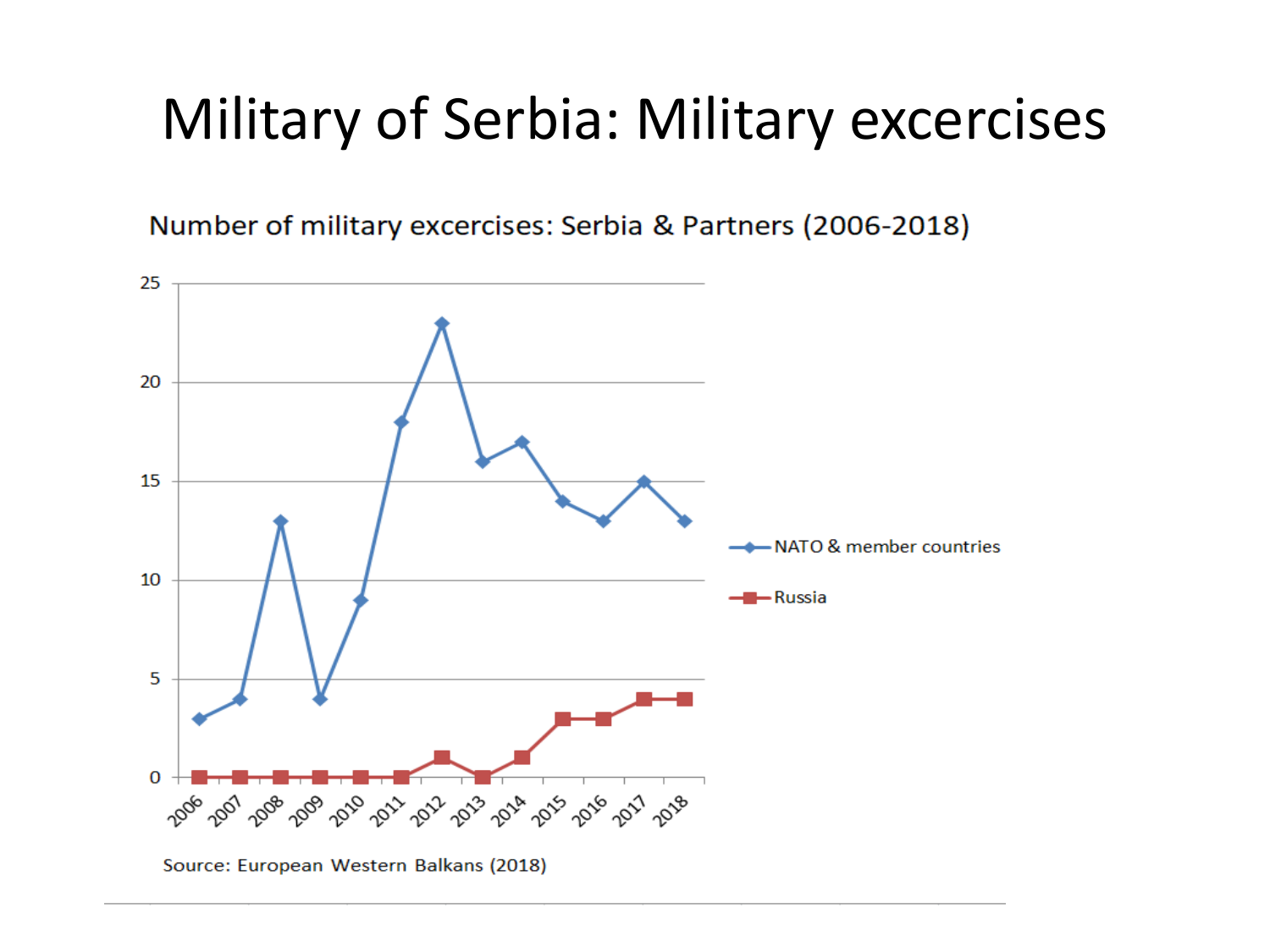# Military of Serbia: Military excercises

Number of military excercises: Serbia & Partners (2006-2018)

25
20
15
10
5
0

2006 2007 2008 2009 2010 2011 2012 2013 2014 2015 2016 2017 2018

NATO & member countries

Russia

Source: European Western Balkans (2018)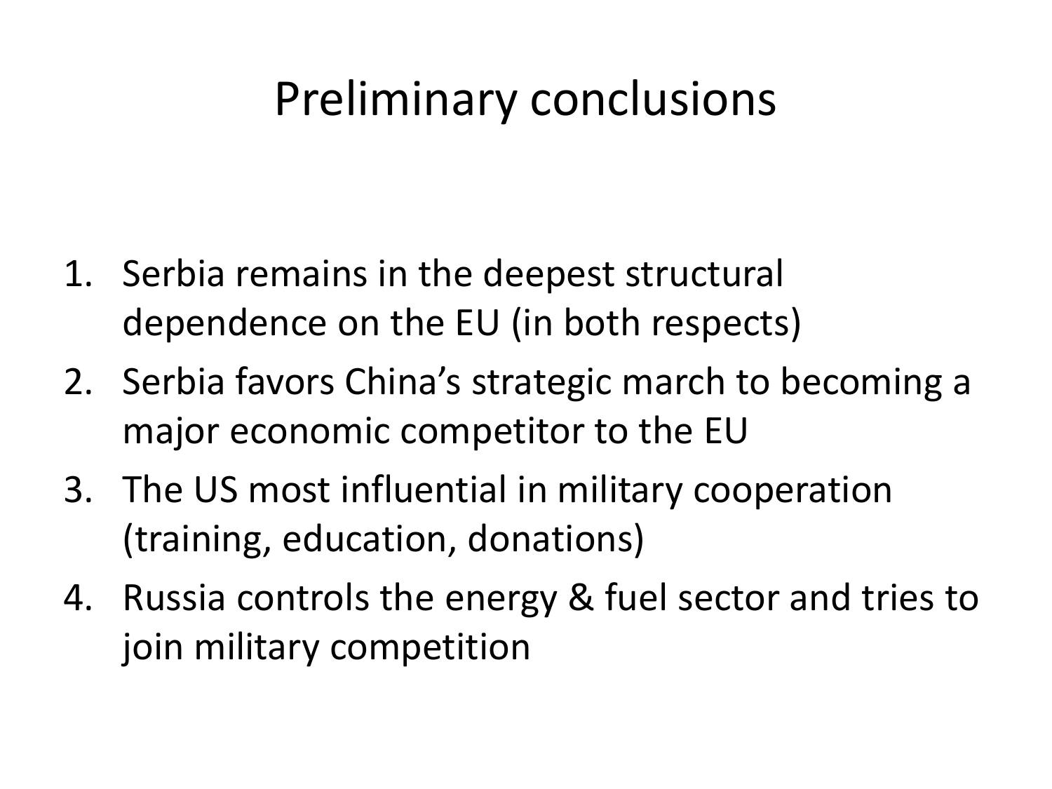# Preliminary conclusions

1. Serbia remains in the deepest structural dependence on the EU (in both respects)
2. Serbia favors China's strategic march to becoming a major economic competitor to the EU
3. The US most influential in military cooperation (training, education, donations)
4. Russia controls the energy & fuel sector and tries to join military competition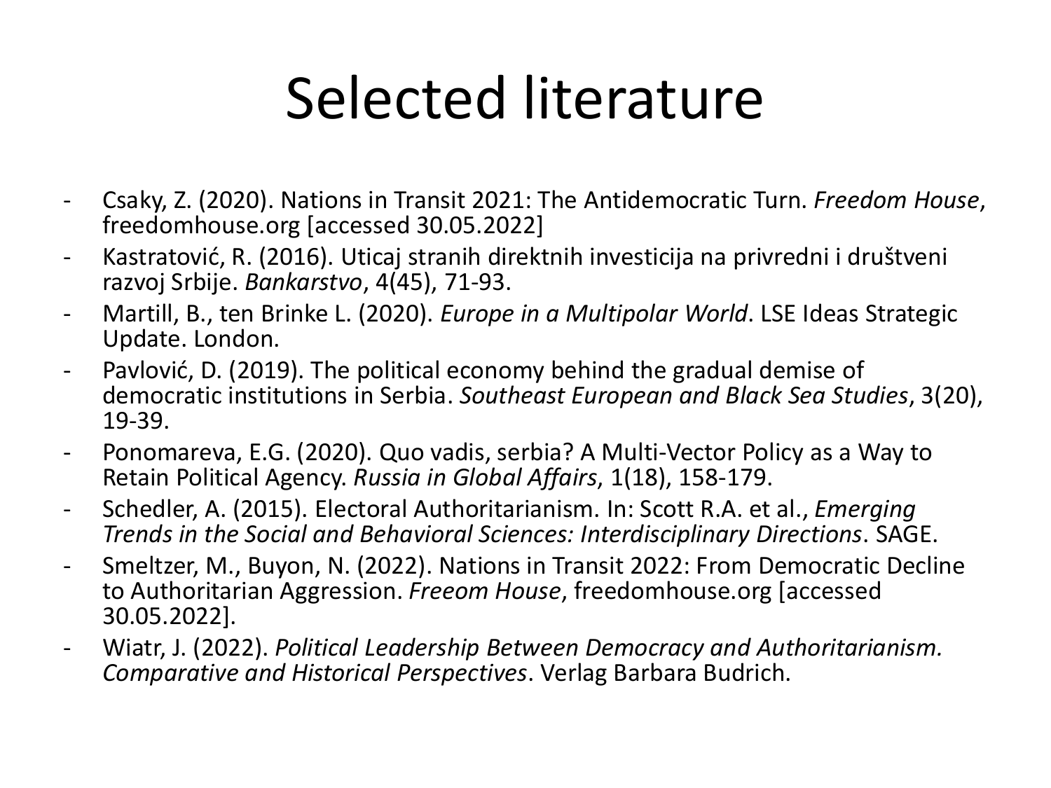# Selected literature

- Csaky, Z. (2020). Nations in Transit 2021: The Antidemocratic Turn. *Freedom House*, freedomhouse.org [accessed 30.05.2022]
- Kastratović, R. (2016). Uticaj stranih direktnih investicija na privredni i društveni razvoj Srbije. *Bankarstvo*, 4(45), 71-93.
- Martill, B., ten Brinke L. (2020). *Europe in a Multipolar World*. LSE Ideas Strategic Update. London.
- Pavlović, D. (2019). The political economy behind the gradual demise of democratic institutions in Serbia. *Southeast European and Black Sea Studies*, 3(20), 19-39.
- Ponomareva, E.G. (2020). Quo vadis, serbia? A Multi-Vector Policy as a Way to Retain Political Agency. *Russia in Global Affairs*, 1(18), 158-179.
- Schedler, A. (2015). Electoral Authoritarianism. In: Scott R.A. et al., *Emerging Trends in the Social and Behavioral Sciences: Interdisciplinary Directions*. SAGE.
- Smeltzer, M., Buyon, N. (2022). Nations in Transit 2022: From Democratic Decline to Authoritarian Aggression. *Freeom House*, freedomhouse.org [accessed 30.05.2022].
- Wiatr, J. (2022). *Political Leadership Between Democracy and Authoritarianism. Comparative and Historical Perspectives*. Verlag Barbara Budrich.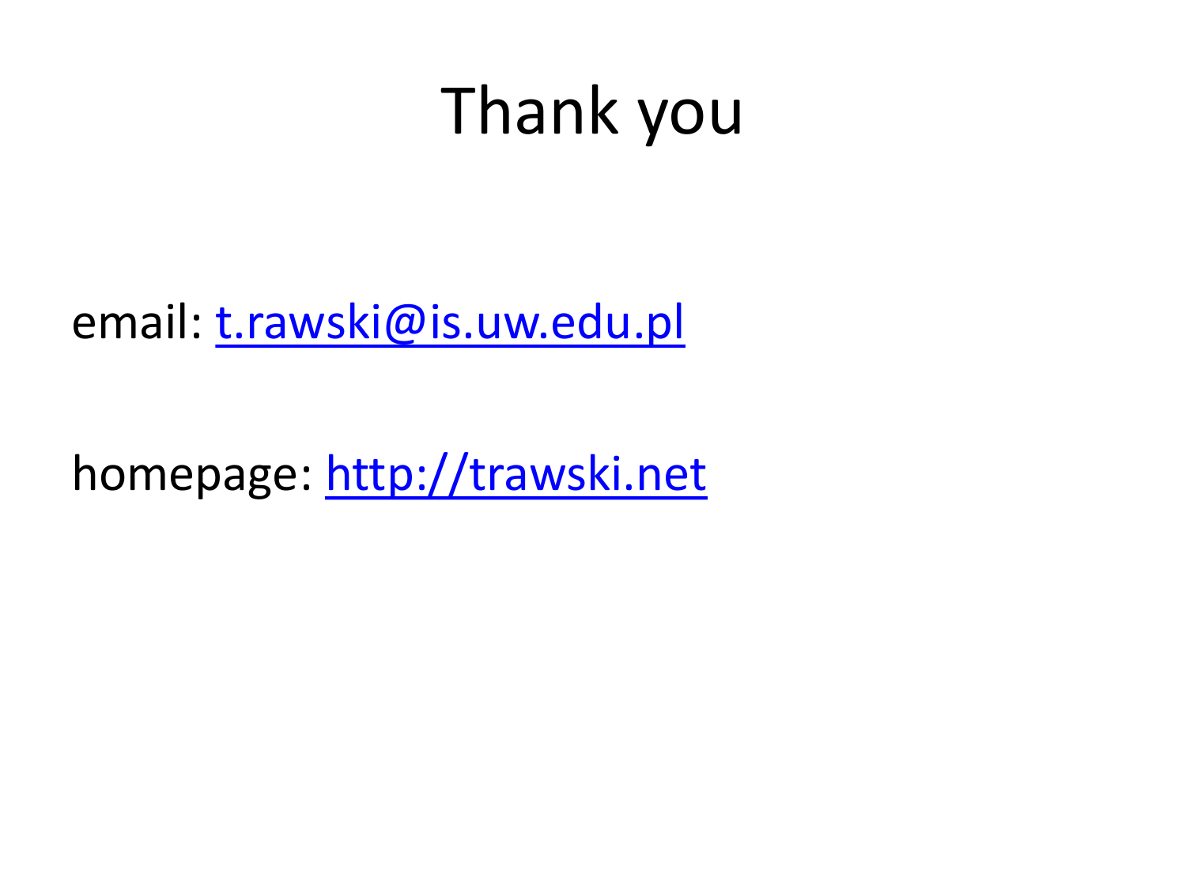# Thank you

email: t.rawski@is.uw.edu.pl

homepage: http://trawski.net